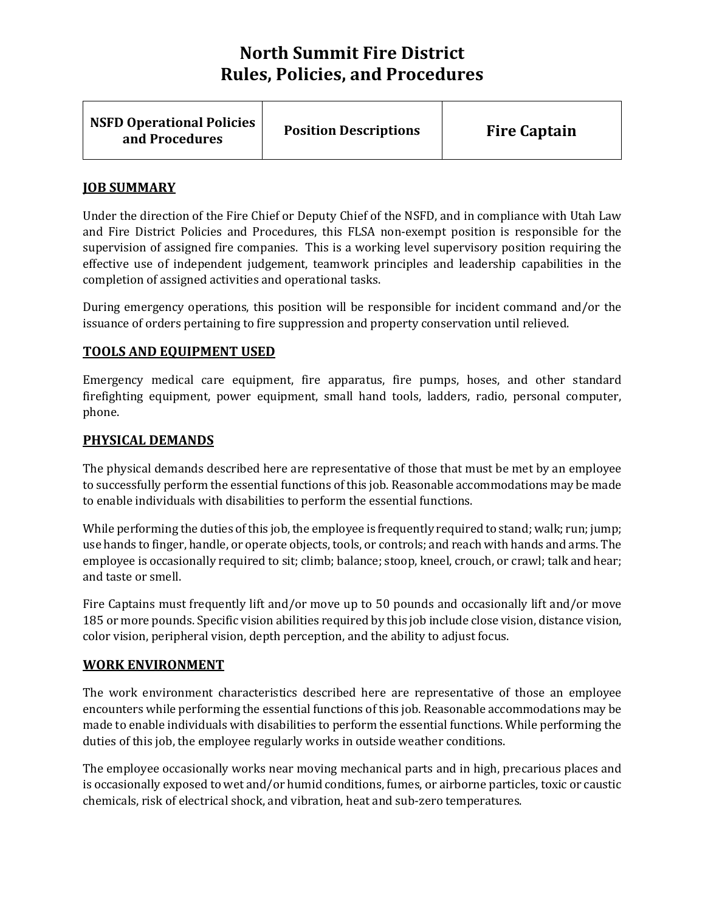# North Summit Fire District
# Rules, Policies, and Procedures

| NSFD Operational Policies and Procedures | Position Descriptions | Fire Captain |
|---|---|---|

## JOB SUMMARY

Under the direction of the Fire Chief or Deputy Chief of the NSFD, and in compliance with Utah Law and Fire District Policies and Procedures, this FLSA non-exempt position is responsible for the supervision of assigned fire companies. This is a working level supervisory position requiring the effective use of independent judgement, teamwork principles and leadership capabilities in the completion of assigned activities and operational tasks.

During emergency operations, this position will be responsible for incident command and/or the issuance of orders pertaining to fire suppression and property conservation until relieved.

## TOOLS AND EQUIPMENT USED

Emergency medical care equipment, fire apparatus, fire pumps, hoses, and other standard firefighting equipment, power equipment, small hand tools, ladders, radio, personal computer, phone.

## PHYSICAL DEMANDS

The physical demands described here are representative of those that must be met by an employee to successfully perform the essential functions of this job. Reasonable accommodations may be made to enable individuals with disabilities to perform the essential functions.

While performing the duties of this job, the employee is frequently required to stand; walk; run; jump; use hands to finger, handle, or operate objects, tools, or controls; and reach with hands and arms. The employee is occasionally required to sit; climb; balance; stoop, kneel, crouch, or crawl; talk and hear; and taste or smell.

Fire Captains must frequently lift and/or move up to 50 pounds and occasionally lift and/or move 185 or more pounds. Specific vision abilities required by this job include close vision, distance vision, color vision, peripheral vision, depth perception, and the ability to adjust focus.

## WORK ENVIRONMENT

The work environment characteristics described here are representative of those an employee encounters while performing the essential functions of this job. Reasonable accommodations may be made to enable individuals with disabilities to perform the essential functions. While performing the duties of this job, the employee regularly works in outside weather conditions.

The employee occasionally works near moving mechanical parts and in high, precarious places and is occasionally exposed to wet and/or humid conditions, fumes, or airborne particles, toxic or caustic chemicals, risk of electrical shock, and vibration, heat and sub-zero temperatures.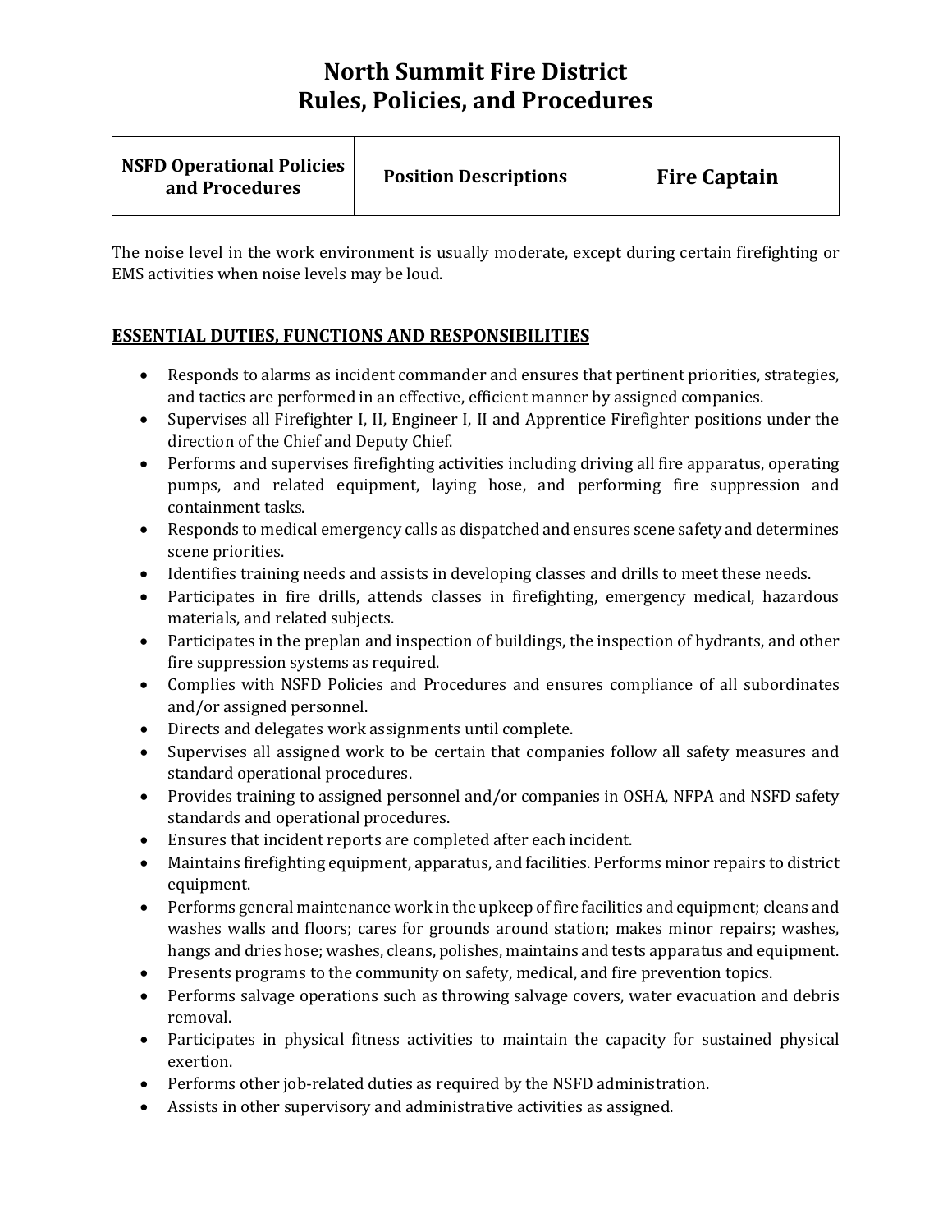The noise level in the work environment is usually moderate, except during certain firefighting or EMS activities when noise levels may be loud.

## ESSENTIAL DUTIES, FUNCTIONS AND RESPONSIBILITIES

- Responds to alarms as incident commander and ensures that pertinent priorities, strategies, and tactics are performed in an effective, efficient manner by assigned companies.
- Supervises all Firefighter I, II, Engineer I, II and Apprentice Firefighter positions under the direction of the Chief and Deputy Chief.
- Performs and supervises firefighting activities including driving all fire apparatus, operating pumps, and related equipment, laying hose, and performing fire suppression and containment tasks.
- Responds to medical emergency calls as dispatched and ensures scene safety and determines scene priorities.
- Identifies training needs and assists in developing classes and drills to meet these needs.
- Participates in fire drills, attends classes in firefighting, emergency medical, hazardous materials, and related subjects.
- Participates in the preplan and inspection of buildings, the inspection of hydrants, and other fire suppression systems as required.
- Complies with NSFD Policies and Procedures and ensures compliance of all subordinates and/or assigned personnel.
- Directs and delegates work assignments until complete.
- Supervises all assigned work to be certain that companies follow all safety measures and standard operational procedures.
- Provides training to assigned personnel and/or companies in OSHA, NFPA and NSFD safety standards and operational procedures.
- Ensures that incident reports are completed after each incident.
- Maintains firefighting equipment, apparatus, and facilities. Performs minor repairs to district equipment.
- Performs general maintenance work in the upkeep of fire facilities and equipment; cleans and washes walls and floors; cares for grounds around station; makes minor repairs; washes, hangs and dries hose; washes, cleans, polishes, maintains and tests apparatus and equipment.
- Presents programs to the community on safety, medical, and fire prevention topics.
- Performs salvage operations such as throwing salvage covers, water evacuation and debris removal.
- Participates in physical fitness activities to maintain the capacity for sustained physical exertion.
- Performs other job-related duties as required by the NSFD administration.
- Assists in other supervisory and administrative activities as assigned.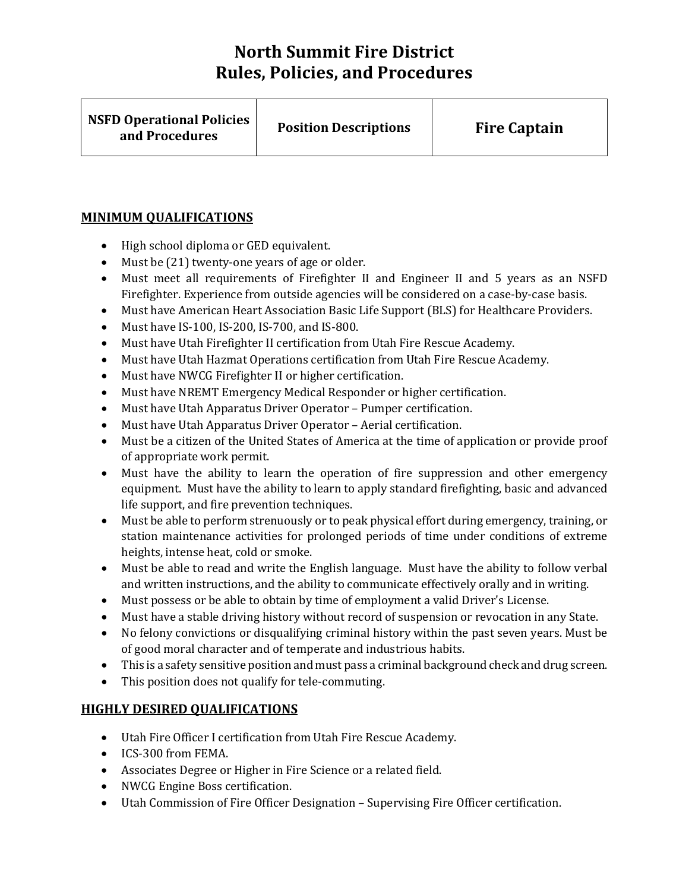# North Summit Fire District
# Rules, Policies, and Procedures

| NSFD Operational Policies and Procedures | Position Descriptions | Fire Captain |
|---|---|---|

## MINIMUM QUALIFICATIONS

- High school diploma or GED equivalent.
- Must be (21) twenty-one years of age or older.
- Must meet all requirements of Firefighter II and Engineer II and 5 years as an NSFD Firefighter. Experience from outside agencies will be considered on a case-by-case basis.
- Must have American Heart Association Basic Life Support (BLS) for Healthcare Providers.
- Must have IS-100, IS-200, IS-700, and IS-800.
- Must have Utah Firefighter II certification from Utah Fire Rescue Academy.
- Must have Utah Hazmat Operations certification from Utah Fire Rescue Academy.
- Must have NWCG Firefighter II or higher certification.
- Must have NREMT Emergency Medical Responder or higher certification.
- Must have Utah Apparatus Driver Operator – Pumper certification.
- Must have Utah Apparatus Driver Operator – Aerial certification.
- Must be a citizen of the United States of America at the time of application or provide proof of appropriate work permit.
- Must have the ability to learn the operation of fire suppression and other emergency equipment. Must have the ability to learn to apply standard firefighting, basic and advanced life support, and fire prevention techniques.
- Must be able to perform strenuously or to peak physical effort during emergency, training, or station maintenance activities for prolonged periods of time under conditions of extreme heights, intense heat, cold or smoke.
- Must be able to read and write the English language. Must have the ability to follow verbal and written instructions, and the ability to communicate effectively orally and in writing.
- Must possess or be able to obtain by time of employment a valid Driver's License.
- Must have a stable driving history without record of suspension or revocation in any State.
- No felony convictions or disqualifying criminal history within the past seven years. Must be of good moral character and of temperate and industrious habits.
- This is a safety sensitive position and must pass a criminal background check and drug screen.
- This position does not qualify for tele-commuting.

## HIGHLY DESIRED QUALIFICATIONS

- Utah Fire Officer I certification from Utah Fire Rescue Academy.
- ICS-300 from FEMA.
- Associates Degree or Higher in Fire Science or a related field.
- NWCG Engine Boss certification.
- Utah Commission of Fire Officer Designation – Supervising Fire Officer certification.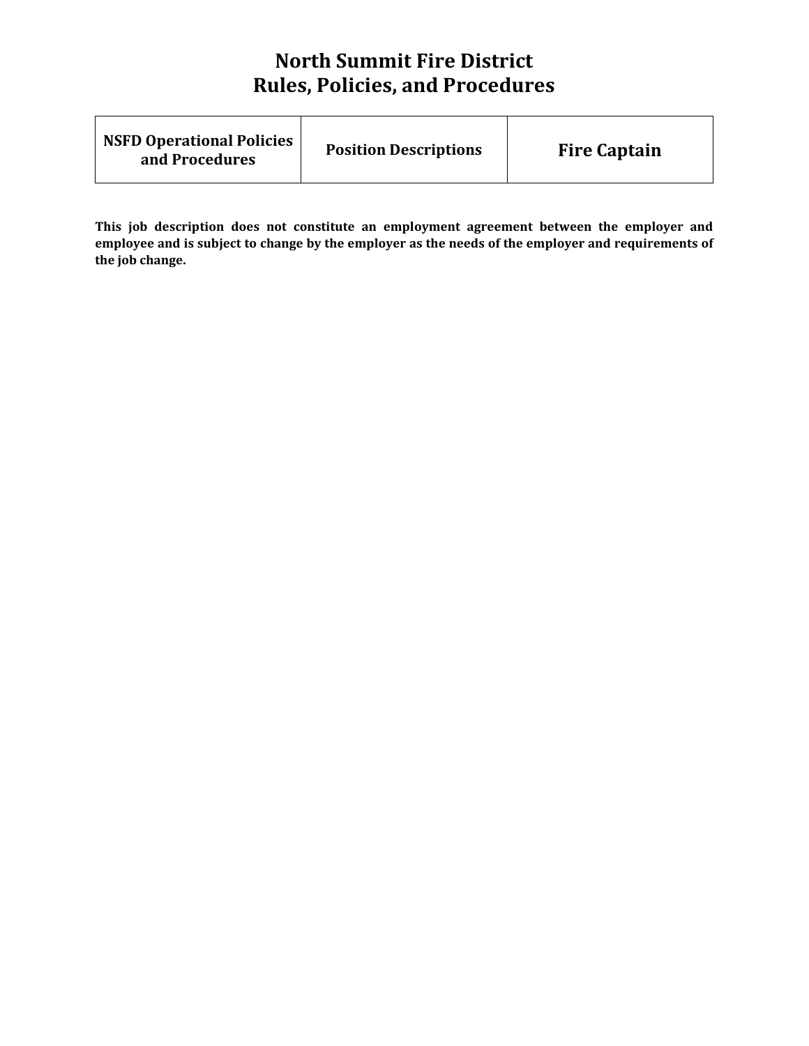# North Summit Fire District
# Rules, Policies, and Procedures

| | | |
|---|---|---|
| **NSFD Operational Policies and Procedures** | **Position Descriptions** | **Fire Captain** |

**This job description does not constitute an employment agreement between the employer and employee and is subject to change by the employer as the needs of the employer and requirements of the job change.**